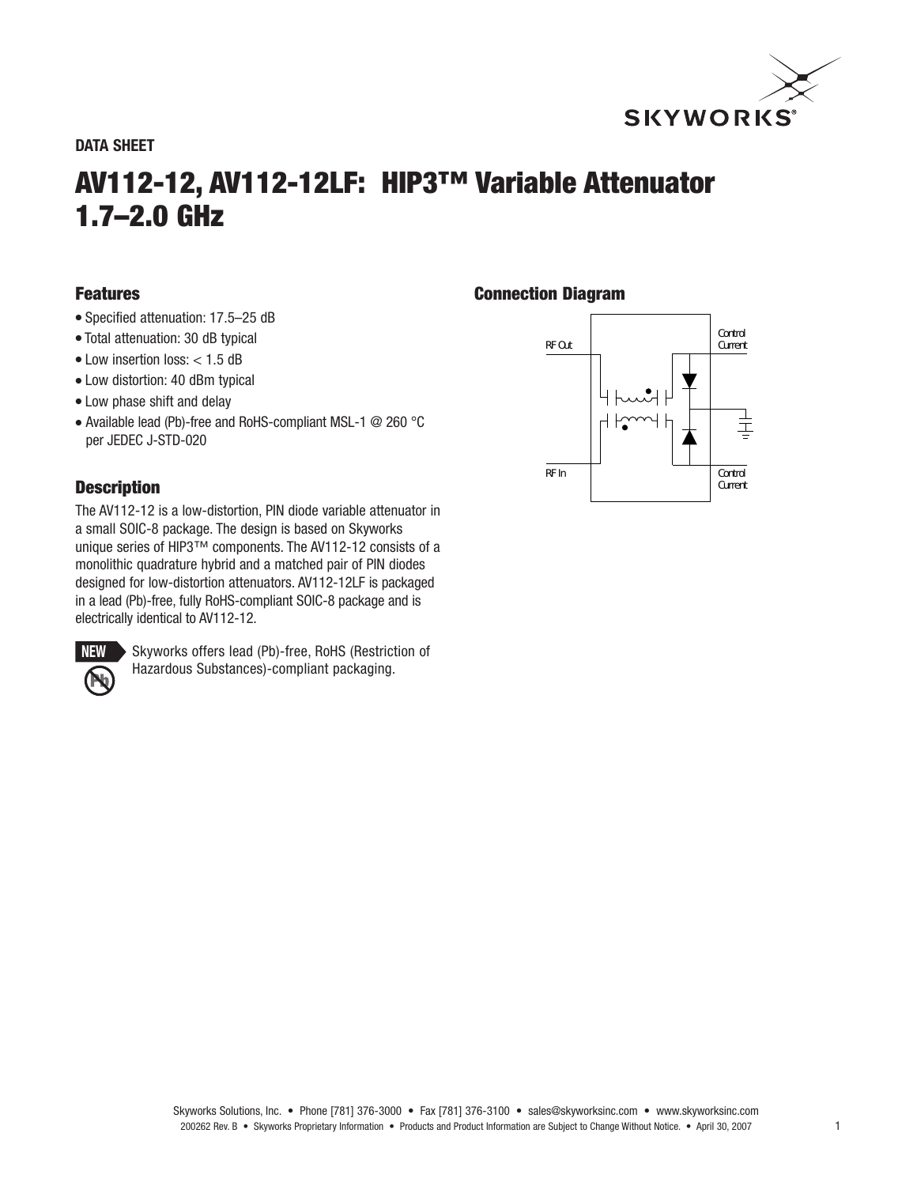**DATA SHEET**

# AV112-12, AV112-12LF: HIP3™ Variable Attenuator 1.7–2.0 GHz

## Features

- Specified attenuation: 17.5–25 dB
- Total attenuation: 30 dB typical
- Low insertion loss: < 1.5 dB
- Low distortion: 40 dBm typical
- Low phase shift and delay
- Available lead (Pb)-free and RoHS-compliant MSL-1 @ 260 °C per JEDEC J-STD-020

## Description

The AV112-12 is a low-distortion, PIN diode variable attenuator in a small SOIC-8 package. The design is based on Skyworks unique series of HIP3™ components. The AV112-12 consists of a monolithic quadrature hybrid and a matched pair of PIN diodes designed for low-distortion attenuators. AV112-12LF is packaged in a lead (Pb)-free, fully RoHS-compliant SOIC-8 package and is electrically identical to AV112-12.

NEW Skyworks offers lead (Pb)-free, RoHS (Restriction of Hazardous Substances)-compliant packaging.

## Connection Diagram

RF Out

Control Current

RF In

Control Current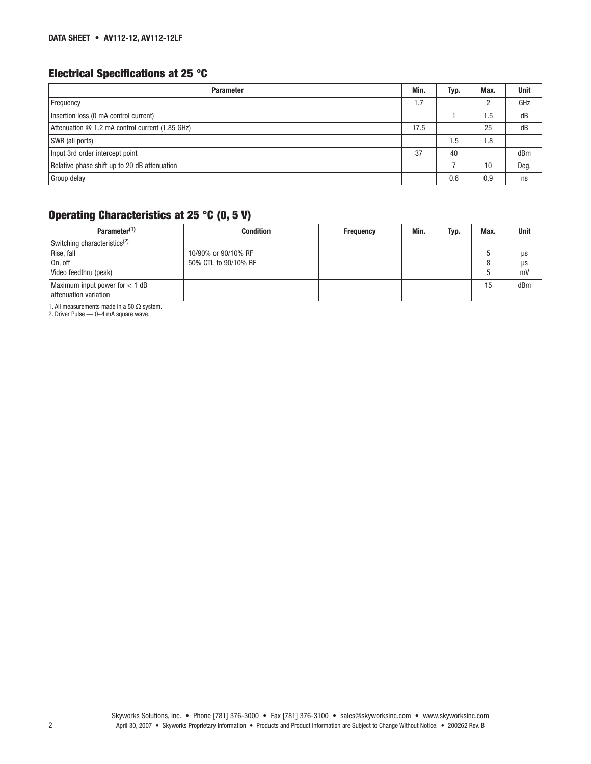## Electrical Specifications at 25 °C

| Parameter | Min. | Typ. | Max. | Unit |
|---|---|---|---|---|
| Frequency | 1.7 | | 2 | GHz |
| Insertion loss (0 mA control current) | | 1 | 1.5 | dB |
| Attenuation @ 1.2 mA control current (1.85 GHz) | 17.5 | | 25 | dB |
| SWR (all ports) | | 1.5 | 1.8 | |
| Input 3rd order intercept point | 37 | 40 | | dBm |
| Relative phase shift up to 20 dB attenuation | | 7 | 10 | Deg. |
| Group delay | | 0.6 | 0.9 | ns |

## Operating Characteristics at 25 °C (0, 5 V)

| Parameter[1] | Condition | Frequency | Min. | Typ. | Max. | Unit |
|---|---|---|---|---|---|---|
| Switching characteristics[2] | | | | | | |
| Rise, fall | 10/90% or 90/10% RF | | | | 5 | μs |
| On, off | 50% CTL to 90/10% RF | | | | 8 | μs |
| Video feedthru (peak) | | | | | 5 | mV |
| Maximum input power for < 1 dB attenuation variation | | | | | 15 | dBm |

1. All measurements made in a 50 Ω system.
2. Driver Pulse — 0–4 mA square wave.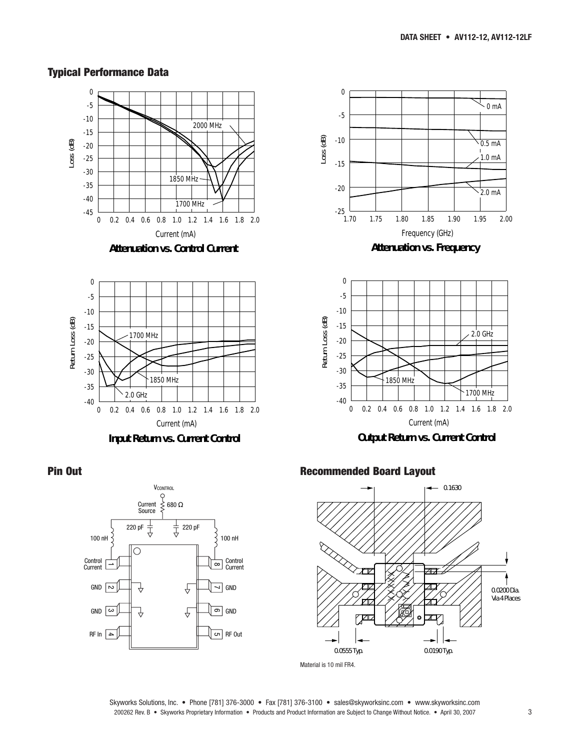## Typical Performance Data

**Attenuation vs. Control Current**

**Attenuation vs. Frequency**

**Input Return vs. Current Control**

**Output Return vs. Current Control**

## Pin Out

## Recommended Board Layout

Material is 10 mil FR4.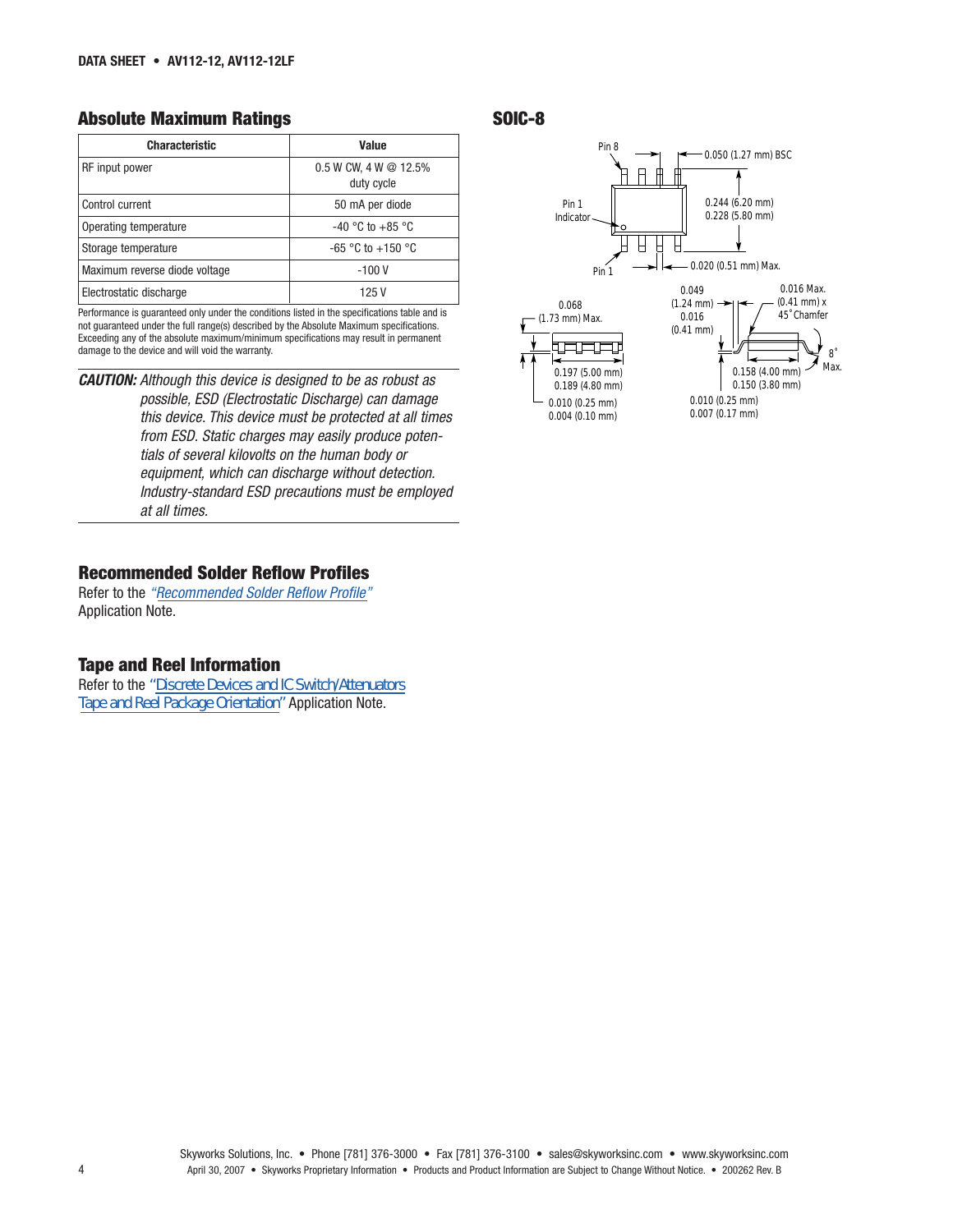## Absolute Maximum Ratings

| Characteristic | Value |
|---|---|
| RF input power | 0.5 W CW, 4 W @ 12.5% duty cycle |
| Control current | 50 mA per diode |
| Operating temperature | -40 °C to +85 °C |
| Storage temperature | -65 °C to +150 °C |
| Maximum reverse diode voltage | -100 V |
| Electrostatic discharge | 125 V |

Performance is guaranteed only under the conditions listed in the specifications table and is not guaranteed under the full range(s) described by the Absolute Maximum specifications. Exceeding any of the absolute maximum/minimum specifications may result in permanent damage to the device and will void the warranty.

***CAUTION:*** *Although this device is designed to be as robust as possible, ESD (Electrostatic Discharge) can damage this device. This device must be protected at all times from ESD. Static charges may easily produce potentials of several kilovolts on the human body or equipment, which can discharge without detection. Industry-standard ESD precautions must be employed at all times.*

## SOIC-8

Pin 8 — 0.050 (1.27 mm) BSC

Pin 1 Indicator — 0.244 (6.20 mm) / 0.228 (5.80 mm)

Pin 1 — 0.020 (0.51 mm) Max.

0.068 (1.73 mm) Max.

0.197 (5.00 mm) / 0.189 (4.80 mm)

0.010 (0.25 mm) / 0.004 (0.10 mm)

0.049 (1.24 mm) / 0.016 (0.41 mm)

0.016 Max. (0.41 mm) x 45° Chamfer

8° Max.

0.158 (4.00 mm) / 0.150 (3.80 mm)

0.010 (0.25 mm) / 0.007 (0.17 mm)

## Recommended Solder Reflow Profiles

Refer to the *"Recommended Solder Reflow Profile"* Application Note.

## Tape and Reel Information

Refer to the "Discrete Devices and IC Switch/Attenuators Tape and Reel Package Orientation" Application Note.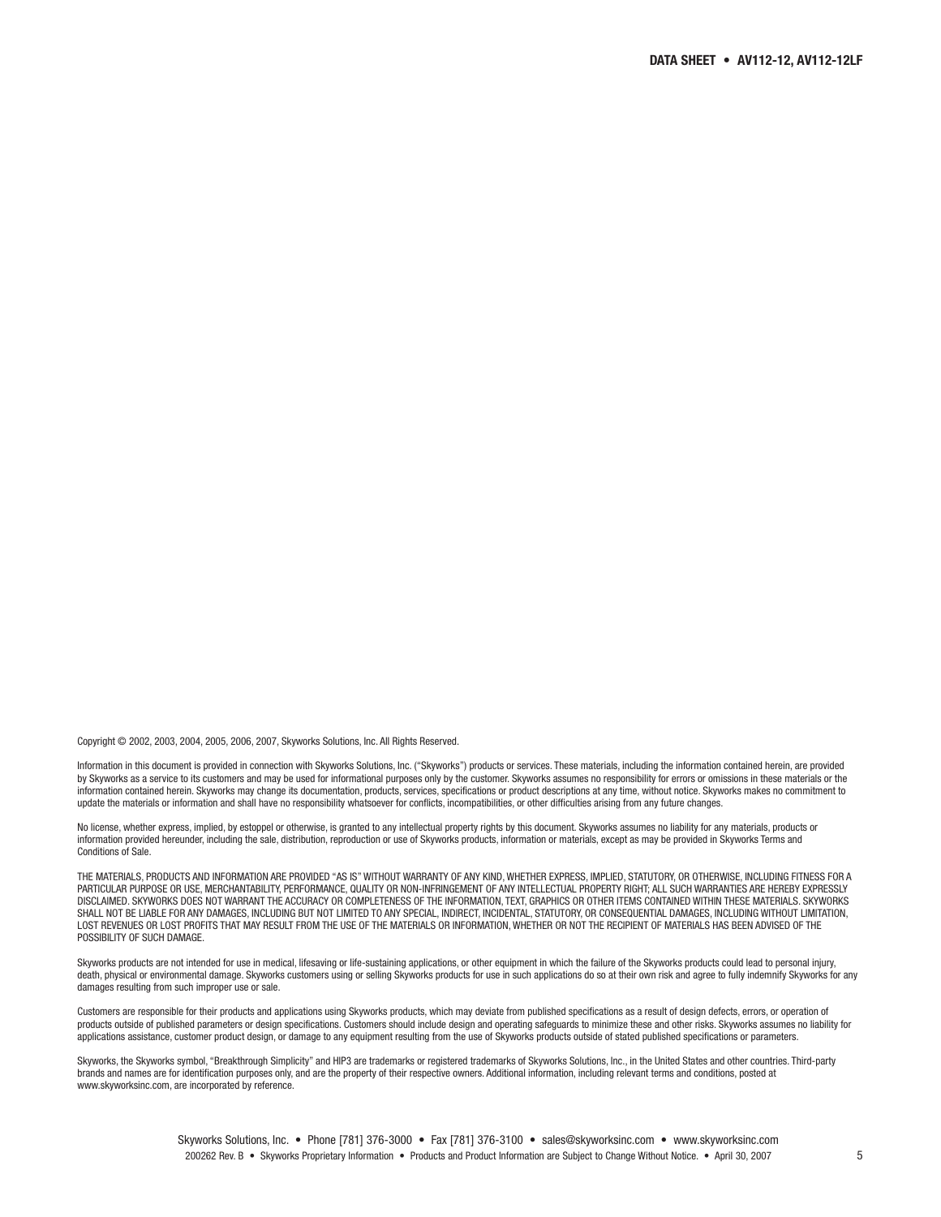Copyright © 2002, 2003, 2004, 2005, 2006, 2007, Skyworks Solutions, Inc. All Rights Reserved.

Information in this document is provided in connection with Skyworks Solutions, Inc. ("Skyworks") products or services. These materials, including the information contained herein, are provided by Skyworks as a service to its customers and may be used for informational purposes only by the customer. Skyworks assumes no responsibility for errors or omissions in these materials or the information contained herein. Skyworks may change its documentation, products, services, specifications or product descriptions at any time, without notice. Skyworks makes no commitment to update the materials or information and shall have no responsibility whatsoever for conflicts, incompatibilities, or other difficulties arising from any future changes.

No license, whether express, implied, by estoppel or otherwise, is granted to any intellectual property rights by this document. Skyworks assumes no liability for any materials, products or information provided hereunder, including the sale, distribution, reproduction or use of Skyworks products, information or materials, except as may be provided in Skyworks Terms and Conditions of Sale.

THE MATERIALS, PRODUCTS AND INFORMATION ARE PROVIDED "AS IS" WITHOUT WARRANTY OF ANY KIND, WHETHER EXPRESS, IMPLIED, STATUTORY, OR OTHERWISE, INCLUDING FITNESS FOR A PARTICULAR PURPOSE OR USE, MERCHANTABILITY, PERFORMANCE, QUALITY OR NON-INFRINGEMENT OF ANY INTELLECTUAL PROPERTY RIGHT; ALL SUCH WARRANTIES ARE HEREBY EXPRESSLY DISCLAIMED. SKYWORKS DOES NOT WARRANT THE ACCURACY OR COMPLETENESS OF THE INFORMATION, TEXT, GRAPHICS OR OTHER ITEMS CONTAINED WITHIN THESE MATERIALS. SKYWORKS SHALL NOT BE LIABLE FOR ANY DAMAGES, INCLUDING BUT NOT LIMITED TO ANY SPECIAL, INDIRECT, INCIDENTAL, STATUTORY, OR CONSEQUENTIAL DAMAGES, INCLUDING WITHOUT LIMITATION, LOST REVENUES OR LOST PROFITS THAT MAY RESULT FROM THE USE OF THE MATERIALS OR INFORMATION, WHETHER OR NOT THE RECIPIENT OF MATERIALS HAS BEEN ADVISED OF THE POSSIBILITY OF SUCH DAMAGE.

Skyworks products are not intended for use in medical, lifesaving or life-sustaining applications, or other equipment in which the failure of the Skyworks products could lead to personal injury, death, physical or environmental damage. Skyworks customers using or selling Skyworks products for use in such applications do so at their own risk and agree to fully indemnify Skyworks for any damages resulting from such improper use or sale.

Customers are responsible for their products and applications using Skyworks products, which may deviate from published specifications as a result of design defects, errors, or operation of products outside of published parameters or design specifications. Customers should include design and operating safeguards to minimize these and other risks. Skyworks assumes no liability for applications assistance, customer product design, or damage to any equipment resulting from the use of Skyworks products outside of stated published specifications or parameters.

Skyworks, the Skyworks symbol, "Breakthrough Simplicity" and HIP3 are trademarks or registered trademarks of Skyworks Solutions, Inc., in the United States and other countries. Third-party brands and names are for identification purposes only, and are the property of their respective owners. Additional information, including relevant terms and conditions, posted at www.skyworksinc.com, are incorporated by reference.

Skyworks Solutions, Inc. • Phone [781] 376-3000 • Fax [781] 376-3100 • sales@skyworksinc.com • www.skyworksinc.com

200262 Rev. B • Skyworks Proprietary Information • Products and Product Information are Subject to Change Without Notice. • April 30, 2007